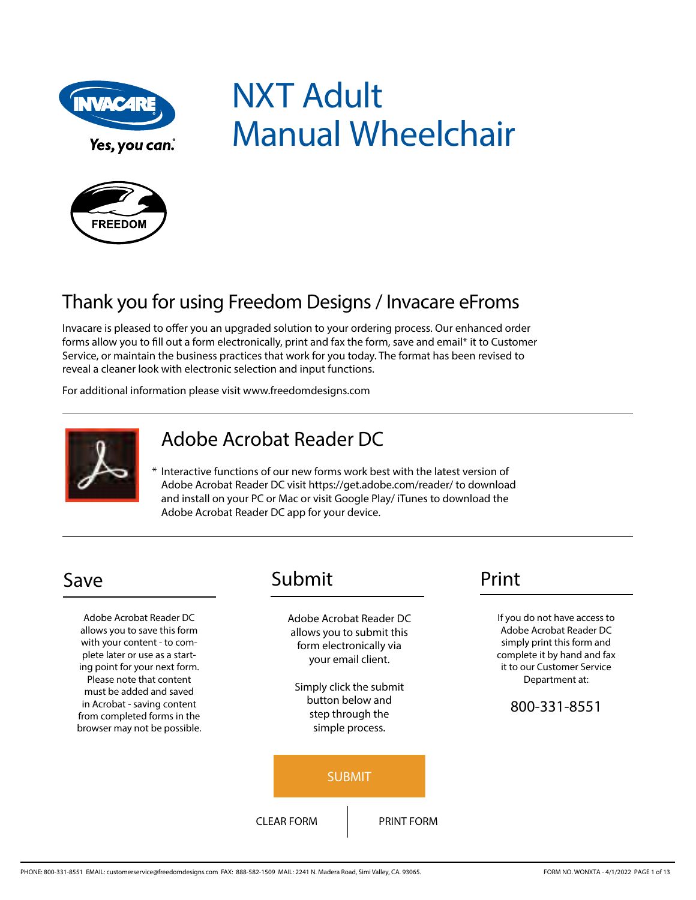# NXT Adult Manual Wheelchair

## Thank you for using Freedom Designs / Invacare eFroms

Invacare is pleased to offer you an upgraded solution to your ordering process. Our enhanced order forms allow you to fill out a form electronically, print and fax the form, save and email* it to Customer Service, or maintain the business practices that work for you today. The format has been revised to reveal a cleaner look with electronic selection and input functions.

For additional information please visit www.freedomdesigns.com

## Adobe Acrobat Reader DC

* Interactive functions of our new forms work best with the latest version of Adobe Acrobat Reader DC visit https://get.adobe.com/reader/ to download and install on your PC or Mac or visit Google Play/ iTunes to download the Adobe Acrobat Reader DC app for your device.

### Save

Adobe Acrobat Reader DC allows you to save this form with your content - to complete later or use as a starting point for your next form. Please note that content must be added and saved in Acrobat - saving content from completed forms in the browser may not be possible.

### Submit

Adobe Acrobat Reader DC allows you to submit this form electronically via your email client.

Simply click the submit button below and step through the simple process.

SUBMIT

CLEAR FORM | PRINT FORM

### Print

If you do not have access to Adobe Acrobat Reader DC simply print this form and complete it by hand and fax it to our Customer Service Department at:

800-331-8551

PHONE: 800-331-8551 EMAIL: customerservice@freedomdesigns.com FAX: 888-582-1509 MAIL: 2241 N. Madera Road, Simi Valley, CA. 93065.

FORM NO. WONXTA - 4/1/2022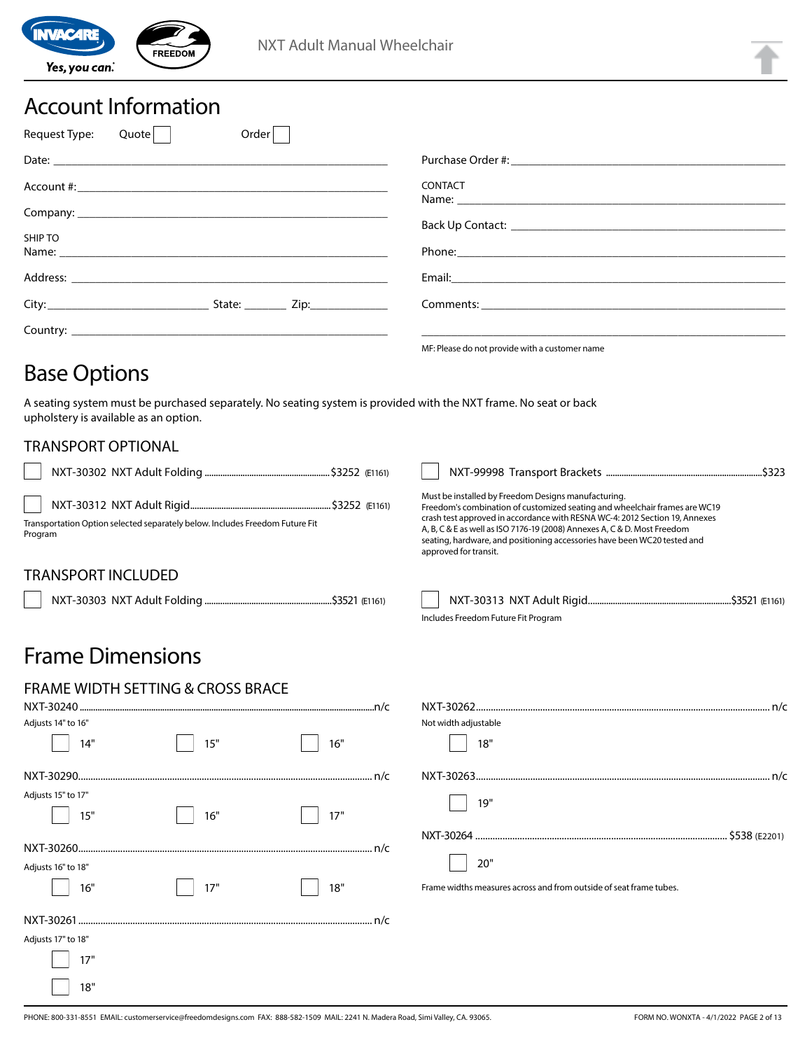NXT Adult Manual Wheelchair

# Account Information

Request Type: Quote ☐ Order ☐

Date: ______________________

Account #: ______________________

Company: ______________________

SHIP TO
Name: ______________________

Address: ______________________

City: ______________ State: ________ Zip: ____________

Country: ______________________

Purchase Order #: ______________________

CONTACT
Name: ______________________

Back Up Contact: ______________________

Phone: ______________________

Email: ______________________

Comments: ______________________

______________________

MF: Please do not provide with a customer name

# Base Options

A seating system must be purchased separately. No seating system is provided with the NXT frame. No seat or back upholstery is available as an option.

## TRANSPORT OPTIONAL

☐ NXT-30302 NXT Adult Folding ........ $3252 (E1161)

☐ NXT-30312 NXT Adult Rigid ........ $3252 (E1161)

Transportation Option selected separately below. Includes Freedom Future Fit Program

☐ NXT-99998 Transport Brackets ........ $323

Must be installed by Freedom Designs manufacturing.
Freedom's combination of customized seating and wheelchair frames are WC19 crash test approved in accordance with RESNA WC-4: 2012 Section 19, Annexes A, B, C & E as well as ISO 7176-19 (2008) Annexes A, C & D. Most Freedom seating, hardware, and positioning accessories have been WC20 tested and approved for transit.

## TRANSPORT INCLUDED

☐ NXT-30303 NXT Adult Folding ........ $3521 (E1161)

☐ NXT-30313 NXT Adult Rigid ........ $3521 (E1161)

Includes Freedom Future Fit Program

# Frame Dimensions

## FRAME WIDTH SETTING & CROSS BRACE

NXT-30240 ........ n/c
Adjusts 14" to 16"

☐ 14" ☐ 15" ☐ 16"

NXT-30290 ........ n/c
Adjusts 15" to 17"

☐ 15" ☐ 16" ☐ 17"

NXT-30260 ........ n/c
Adjusts 16" to 18"

☐ 16" ☐ 17" ☐ 18"

NXT-30261 ........ n/c
Adjusts 17" to 18"

☐ 17"

☐ 18"

NXT-30262 ........ n/c
Not width adjustable

☐ 18"

NXT-30263 ........ n/c

☐ 19"

NXT-30264 ........ $538 (E2201)

☐ 20"

Frame widths measures across and from outside of seat frame tubes.

PHONE: 800-331-8551 EMAIL: customerservice@freedomdesigns.com FAX: 888-582-1509 MAIL: 2241 N. Madera Road, Simi Valley, CA. 93065. FORM NO. WONXTA - 4/1/2022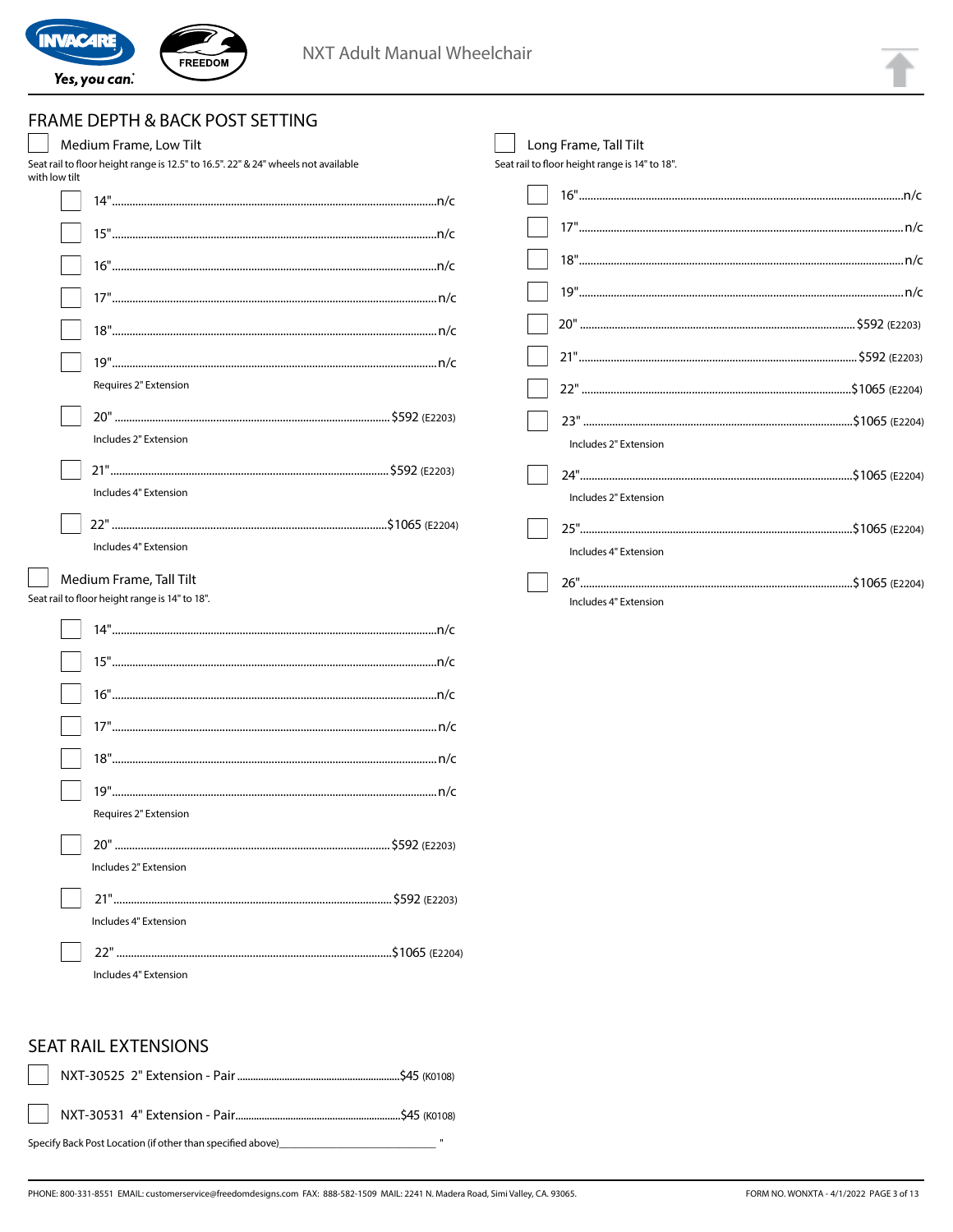## FRAME DEPTH & BACK POST SETTING

☐ Medium Frame, Low Tilt

Seat rail to floor height range is 12.5" to 16.5". 22" & 24" wheels not available with low tilt

- ☐ 14" ............ n/c
- ☐ 15" ............ n/c
- ☐ 16" ............ n/c
- ☐ 17" ............ n/c
- ☐ 18" ............ n/c
- ☐ 19" ............ n/c
  Requires 2" Extension
- ☐ 20" ............ $592 (E2203)
  Includes 2" Extension
- ☐ 21" ............ $592 (E2203)
  Includes 4" Extension
- ☐ 22" ............ $1065 (E2204)
  Includes 4" Extension

☐ Medium Frame, Tall Tilt

Seat rail to floor height range is 14" to 18".

- ☐ 14" ............ n/c
- ☐ 15" ............ n/c
- ☐ 16" ............ n/c
- ☐ 17" ............ n/c
- ☐ 18" ............ n/c
- ☐ 19" ............ n/c
  Requires 2" Extension
- ☐ 20" ............ $592 (E2203)
  Includes 2" Extension
- ☐ 21" ............ $592 (E2203)
  Includes 4" Extension
- ☐ 22" ............ $1065 (E2204)
  Includes 4" Extension

☐ Long Frame, Tall Tilt

Seat rail to floor height range is 14" to 18".

- ☐ 16" ............ n/c
- ☐ 17" ............ n/c
- ☐ 18" ............ n/c
- ☐ 19" ............ n/c
- ☐ 20" ............ $592 (E2203)
- ☐ 21" ............ $592 (E2203)
- ☐ 22" ............ $1065 (E2204)
- ☐ 23" ............ $1065 (E2204)
  Includes 2" Extension
- ☐ 24" ............ $1065 (E2204)
  Includes 2" Extension
- ☐ 25" ............ $1065 (E2204)
  Includes 4" Extension
- ☐ 26" ............ $1065 (E2204)
  Includes 4" Extension

## SEAT RAIL EXTENSIONS

- ☐ NXT-30525 2" Extension - Pair ............ $45 (K0108)
- ☐ NXT-30531 4" Extension - Pair ............ $45 (K0108)

Specify Back Post Location (if other than specified above)____________________ "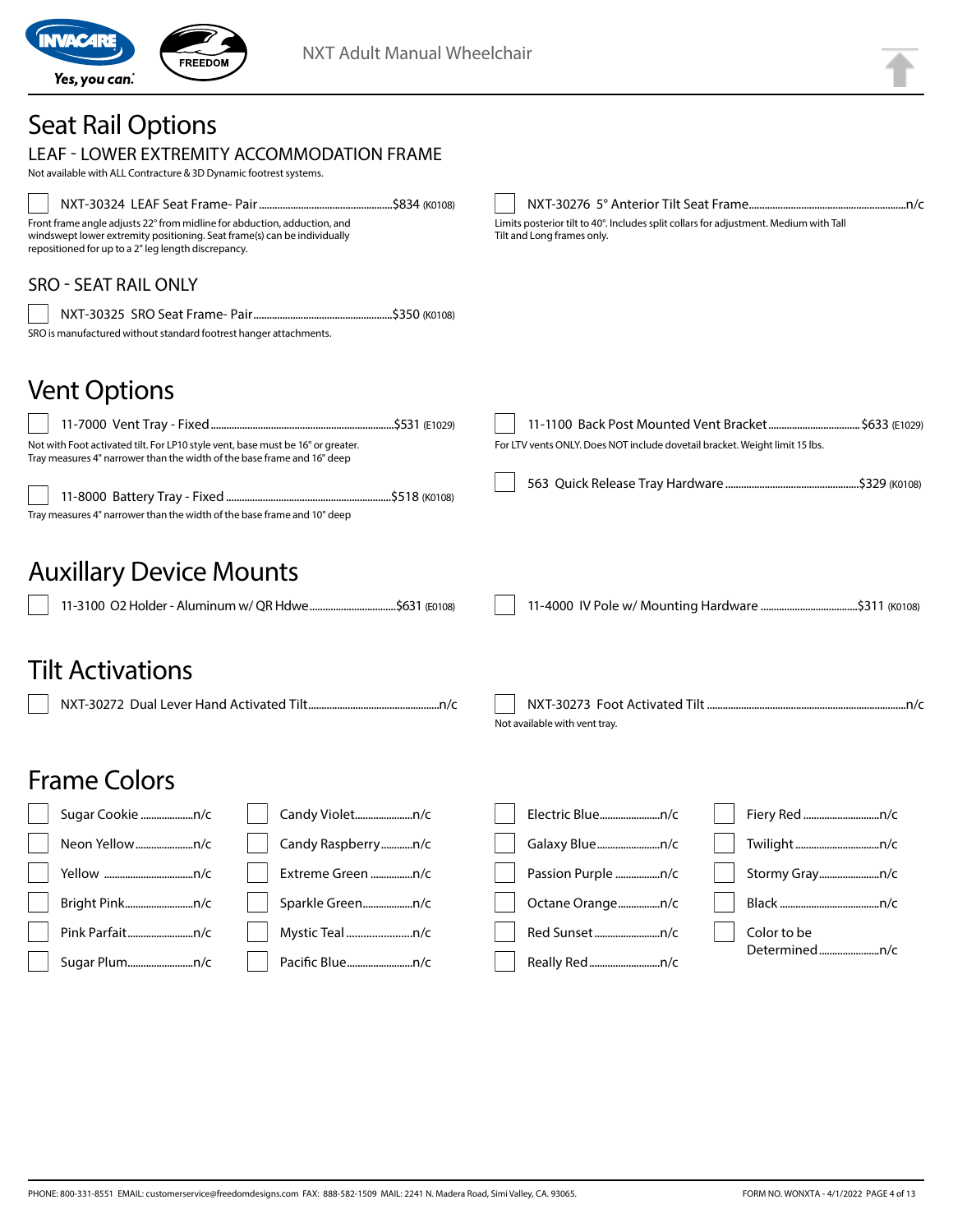# Seat Rail Options

## LEAF - LOWER EXTREMITY ACCOMMODATION FRAME

Not available with ALL Contracture & 3D Dynamic footrest systems.

- ☐ NXT-30324 LEAF Seat Frame- Pair ........ $834 (K0108)
  Front frame angle adjusts 22° from midline for abduction, adduction, and windswept lower extremity positioning. Seat frame(s) can be individually repositioned for up to a 2" leg length discrepancy.

- ☐ NXT-30276 5° Anterior Tilt Seat Frame ........ n/c
  Limits posterior tilt to 40°. Includes split collars for adjustment. Medium with Tall Tilt and Long frames only.

## SRO - SEAT RAIL ONLY

- ☐ NXT-30325 SRO Seat Frame- Pair ........ $350 (K0108)
  SRO is manufactured without standard footrest hanger attachments.

# Vent Options

- ☐ 11-7000 Vent Tray - Fixed ........ $531 (E1029)
  Not with Foot activated tilt. For LP10 style vent, base must be 16" or greater. Tray measures 4" narrower than the width of the base frame and 16" deep

- ☐ 11-8000 Battery Tray - Fixed ........ $518 (K0108)
  Tray measures 4" narrower than the width of the base frame and 10" deep

- ☐ 11-1100 Back Post Mounted Vent Bracket ........ $633 (E1029)
  For LTV vents ONLY. Does NOT include dovetail bracket. Weight limit 15 lbs.

- ☐ 563 Quick Release Tray Hardware ........ $329 (K0108)

# Auxillary Device Mounts

- ☐ 11-3100 O2 Holder - Aluminum w/ QR Hdwe ........ $631 (E0108)
- ☐ 11-4000 IV Pole w/ Mounting Hardware ........ $311 (K0108)

# Tilt Activations

- ☐ NXT-30272 Dual Lever Hand Activated Tilt ........ n/c
- ☐ NXT-30273 Foot Activated Tilt ........ n/c
  Not available with vent tray.

# Frame Colors

| | | | |
|---|---|---|---|
| ☐ Sugar Cookie ........ n/c | ☐ Candy Violet ........ n/c | ☐ Electric Blue ........ n/c | ☐ Fiery Red ........ n/c |
| ☐ Neon Yellow ........ n/c | ☐ Candy Raspberry ........ n/c | ☐ Galaxy Blue ........ n/c | ☐ Twilight ........ n/c |
| ☐ Yellow ........ n/c | ☐ Extreme Green ........ n/c | ☐ Passion Purple ........ n/c | ☐ Stormy Gray ........ n/c |
| ☐ Bright Pink ........ n/c | ☐ Sparkle Green ........ n/c | ☐ Octane Orange ........ n/c | ☐ Black ........ n/c |
| ☐ Pink Parfait ........ n/c | ☐ Mystic Teal ........ n/c | ☐ Red Sunset ........ n/c | ☐ Color to be Determined ........ n/c |
| ☐ Sugar Plum ........ n/c | ☐ Pacific Blue ........ n/c | ☐ Really Red ........ n/c | |

PHONE: 800-331-8551 EMAIL: customerservice@freedomdesigns.com FAX: 888-582-1509 MAIL: 2241 N. Madera Road, Simi Valley, CA. 93065.

FORM NO. WONXTA - 4/1/2022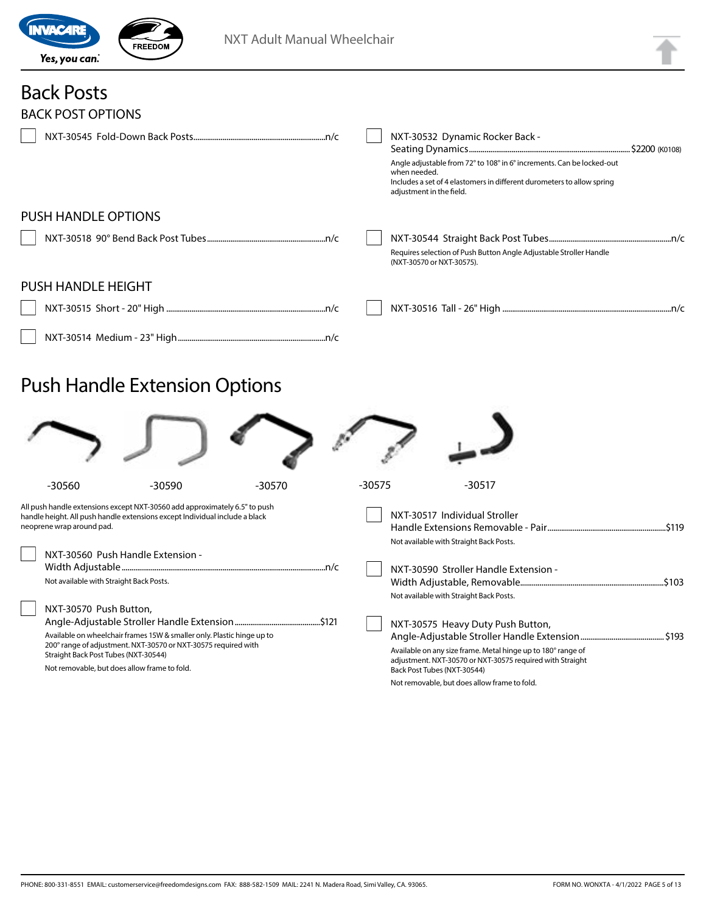# Back Posts

## BACK POST OPTIONS

- ☐ NXT-30545 Fold-Down Back Posts ... n/c
- ☐ NXT-30532 Dynamic Rocker Back - Seating Dynamics ... $2200 (K0108)
  Angle adjustable from 72° to 108° in 6° increments. Can be locked-out when needed.
  Includes a set of 4 elastomers in different durometers to allow spring adjustment in the field.

## PUSH HANDLE OPTIONS

- ☐ NXT-30518 90° Bend Back Post Tubes ... n/c
- ☐ NXT-30544 Straight Back Post Tubes ... n/c
  Requires selection of Push Button Angle Adjustable Stroller Handle (NXT-30570 or NXT-30575).

## PUSH HANDLE HEIGHT

- ☐ NXT-30515 Short - 20" High ... n/c
- ☐ NXT-30516 Tall - 26" High ... n/c
- ☐ NXT-30514 Medium - 23" High ... n/c

# Push Handle Extension Options

-30560 -30590 -30570 -30575 -30517

All push handle extensions except NXT-30560 add approximately 6.5" to push handle height. All push handle extensions except Individual include a black neoprene wrap around pad.

- ☐ NXT-30560 Push Handle Extension - Width Adjustable ... n/c
  Not available with Straight Back Posts.
- ☐ NXT-30570 Push Button, Angle-Adjustable Stroller Handle Extension ... $121
  Available on wheelchair frames 15W & smaller only. Plastic hinge up to 200° range of adjustment. NXT-30570 or NXT-30575 required with Straight Back Post Tubes (NXT-30544)
  Not removable, but does allow frame to fold.
- ☐ NXT-30517 Individual Stroller Handle Extensions Removable - Pair ... $119
  Not available with Straight Back Posts.
- ☐ NXT-30590 Stroller Handle Extension - Width Adjustable, Removable ... $103
  Not available with Straight Back Posts.
- ☐ NXT-30575 Heavy Duty Push Button, Angle-Adjustable Stroller Handle Extension ... $193
  Available on any size frame. Metal hinge up to 180° range of adjustment. NXT-30570 or NXT-30575 required with Straight Back Post Tubes (NXT-30544)
  Not removable, but does allow frame to fold.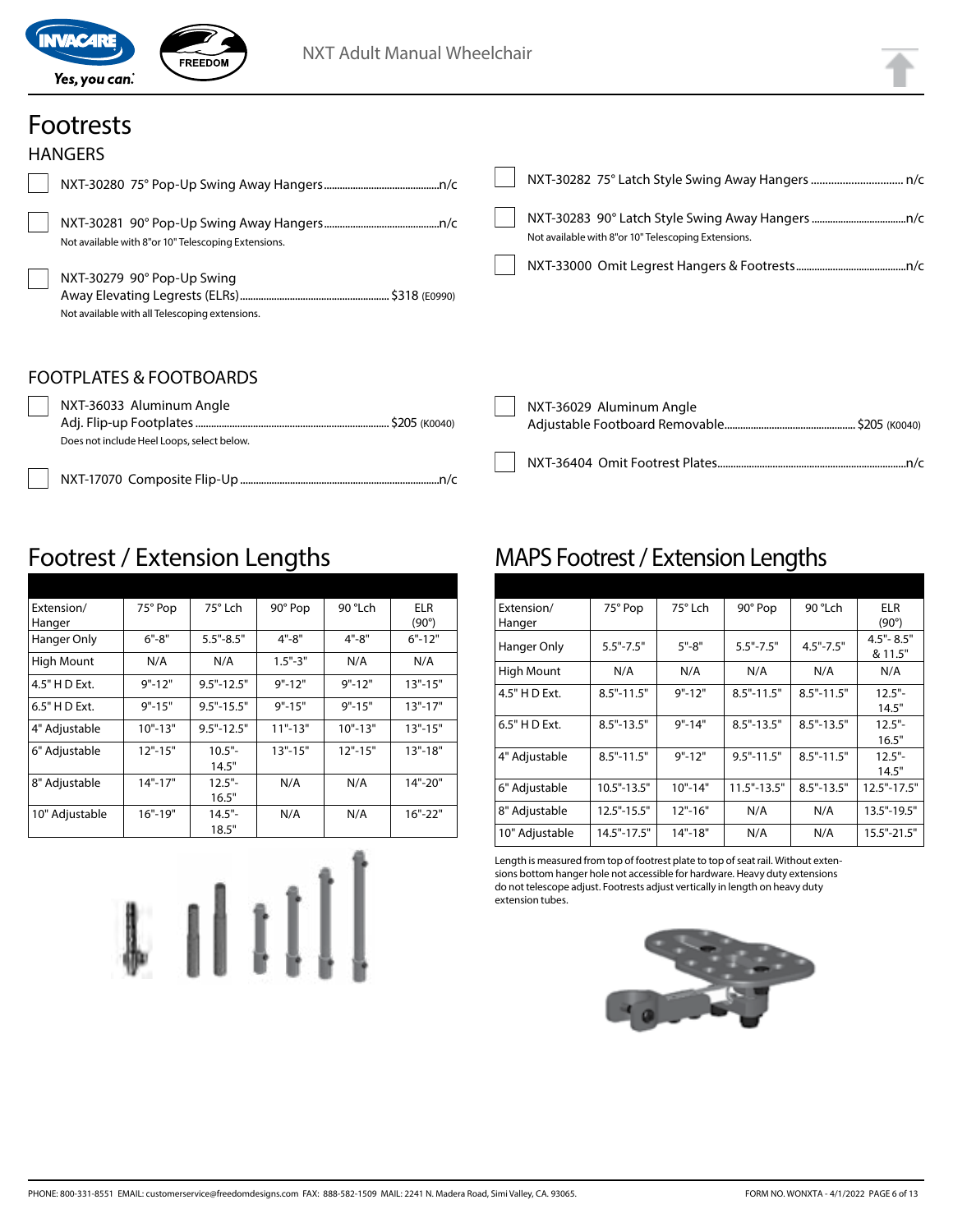// Footrests

# Footrests

## HANGERS

- [ ] NXT-30280 75° Pop-Up Swing Away Hangers ........ n/c
- [ ] NXT-30281 90° Pop-Up Swing Away Hangers ........ n/c
  Not available with 8"or 10" Telescoping Extensions.
- [ ] NXT-30279 90° Pop-Up Swing Away Elevating Legrests (ELRs) ........ $318 (E0990)
  Not available with all Telescoping extensions.
- [ ] NXT-30282 75° Latch Style Swing Away Hangers ........ n/c
- [ ] NXT-30283 90° Latch Style Swing Away Hangers ........ n/c
  Not available with 8"or 10" Telescoping Extensions.
- [ ] NXT-33000 Omit Legrest Hangers & Footrests ........ n/c

## FOOTPLATES & FOOTBOARDS

- [ ] NXT-36033 Aluminum Angle Adj. Flip-up Footplates ........ $205 (K0040)
  Does not include Heel Loops, select below.
- [ ] NXT-17070 Composite Flip-Up ........ n/c
- [ ] NXT-36029 Aluminum Angle Adjustable Footboard Removable ........ $205 (K0040)
- [ ] NXT-36404 Omit Footrest Plates ........ n/c

# Footrest / Extension Lengths

| Extension/ Hanger | 75° Pop | 75° Lch | 90° Pop | 90 °Lch | ELR (90°) |
|---|---|---|---|---|---|
| Hanger Only | 6"-8" | 5.5"-8.5" | 4"-8" | 4"-8" | 6"-12" |
| High Mount | N/A | N/A | 1.5"-3" | N/A | N/A |
| 4.5" H D Ext. | 9"-12" | 9.5"-12.5" | 9"-12" | 9"-12" | 13"-15" |
| 6.5" H D Ext. | 9"-15" | 9.5"-15.5" | 9"-15" | 9"-15" | 13"-17" |
| 4" Adjustable | 10"-13" | 9.5"-12.5" | 11"-13" | 10"-13" | 13"-15" |
| 6" Adjustable | 12"-15" | 10.5"-14.5" | 13"-15" | 12"-15" | 13"-18" |
| 8" Adjustable | 14"-17" | 12.5"-16.5" | N/A | N/A | 14"-20" |
| 10" Adjustable | 16"-19" | 14.5"-18.5" | N/A | N/A | 16"-22" |

# MAPS Footrest / Extension Lengths

| Extension/ Hanger | 75° Pop | 75° Lch | 90° Pop | 90 °Lch | ELR (90°) |
|---|---|---|---|---|---|
| Hanger Only | 5.5"-7.5" | 5"-8" | 5.5"-7.5" | 4.5"-7.5" | 4.5"- 8.5" & 11.5" |
| High Mount | N/A | N/A | N/A | N/A | N/A |
| 4.5" H D Ext. | 8.5"-11.5" | 9"-12" | 8.5"-11.5" | 8.5"-11.5" | 12.5"-14.5" |
| 6.5" H D Ext. | 8.5"-13.5" | 9"-14" | 8.5"-13.5" | 8.5"-13.5" | 12.5"-16.5" |
| 4" Adjustable | 8.5"-11.5" | 9"-12" | 9.5"-11.5" | 8.5"-11.5" | 12.5"-14.5" |
| 6" Adjustable | 10.5"-13.5" | 10"-14" | 11.5"-13.5" | 8.5"-13.5" | 12.5"-17.5" |
| 8" Adjustable | 12.5"-15.5" | 12"-16" | N/A | N/A | 13.5"-19.5" |
| 10" Adjustable | 14.5"-17.5" | 14"-18" | N/A | N/A | 15.5"-21.5" |

Length is measured from top of footrest plate to top of seat rail. Without extensions bottom hanger hole not accessible for hardware. Heavy duty extensions do not telescope adjust. Footrests adjust vertically in length on heavy duty extension tubes.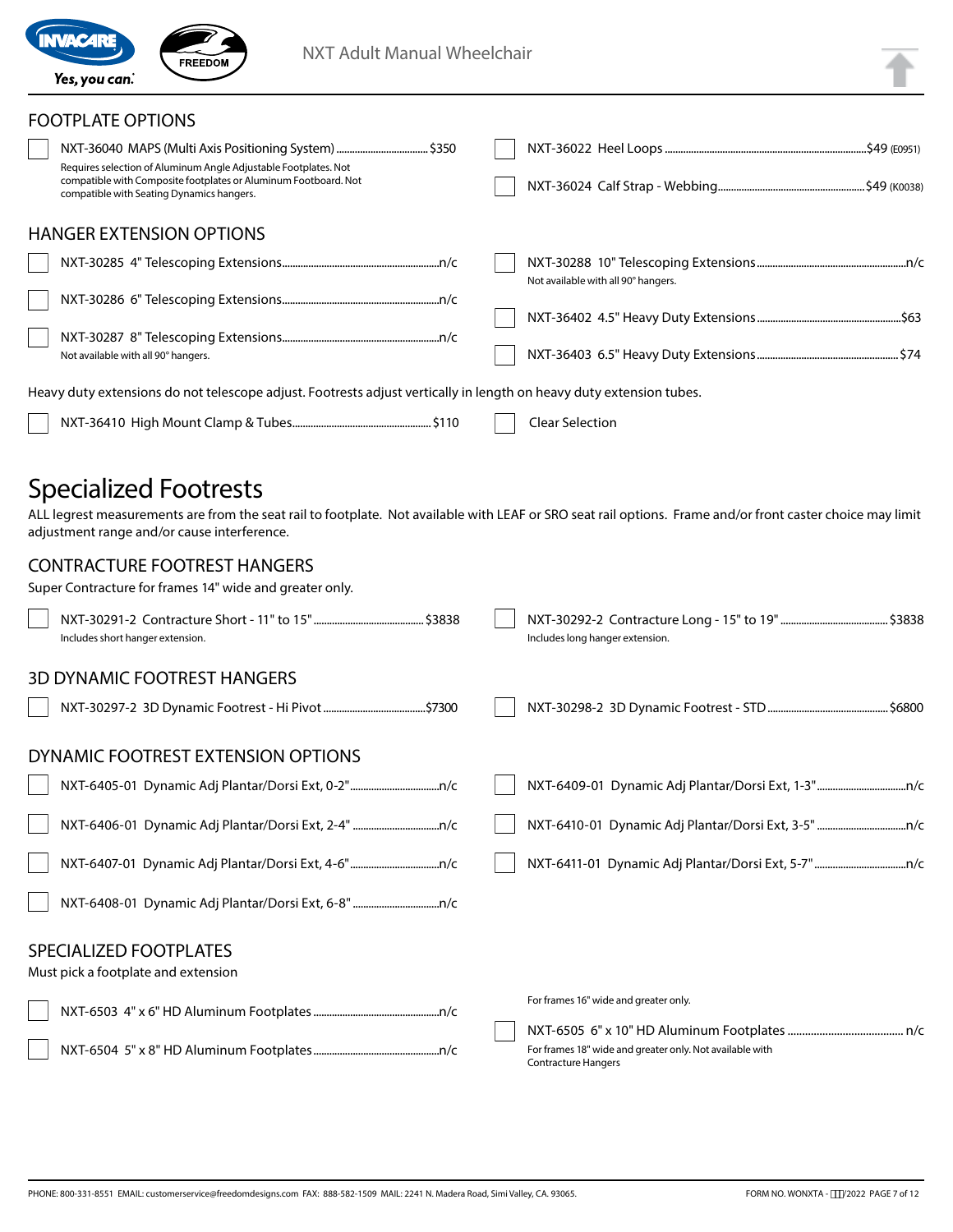NXT Adult Manual Wheelchair

## FOOTPLATE OPTIONS

- ☐ NXT-36040 MAPS (Multi Axis Positioning System) .................................. $350
  Requires selection of Aluminum Angle Adjustable Footplates. Not compatible with Composite footplates or Aluminum Footboard. Not compatible with Seating Dynamics hangers.
- ☐ NXT-36022 Heel Loops .................................................................. $49 (E0951)
- ☐ NXT-36024 Calf Strap - Webbing....................................................... $49 (K0038)

## HANGER EXTENSION OPTIONS

- ☐ NXT-30285 4" Telescoping Extensions...........................................................n/c
- ☐ NXT-30286 6" Telescoping Extensions...........................................................n/c
- ☐ NXT-30287 8" Telescoping Extensions...........................................................n/c
  Not available with all 90° hangers.
- ☐ NXT-30288 10" Telescoping Extensions...........................................................n/c
  Not available with all 90° hangers.
- ☐ NXT-36402 4.5" Heavy Duty Extensions...................................................... $63
- ☐ NXT-36403 6.5" Heavy Duty Extensions...................................................... $74

Heavy duty extensions do not telescope adjust. Footrests adjust vertically in length on heavy duty extension tubes.

- ☐ NXT-36410 High Mount Clamp & Tubes.................................................... $110
- ☐ Clear Selection

# Specialized Footrests

ALL legrest measurements are from the seat rail to footplate. Not available with LEAF or SRO seat rail options. Frame and/or front caster choice may limit adjustment range and/or cause interference.

## CONTRACTURE FOOTREST HANGERS

Super Contracture for frames 14" wide and greater only.

- ☐ NXT-30291-2 Contracture Short - 11" to 15"......................................... $3838
  Includes short hanger extension.
- ☐ NXT-30292-2 Contracture Long - 15" to 19"......................................... $3838
  Includes long hanger extension.

## 3D DYNAMIC FOOTREST HANGERS

- ☐ NXT-30297-2 3D Dynamic Footrest - Hi Pivot...................................... $7300
- ☐ NXT-30298-2 3D Dynamic Footrest - STD............................................ $6800

## DYNAMIC FOOTREST EXTENSION OPTIONS

- ☐ NXT-6405-01 Dynamic Adj Plantar/Dorsi Ext, 0-2".................................n/c
- ☐ NXT-6406-01 Dynamic Adj Plantar/Dorsi Ext, 2-4"................................n/c
- ☐ NXT-6407-01 Dynamic Adj Plantar/Dorsi Ext, 4-6".................................n/c
- ☐ NXT-6408-01 Dynamic Adj Plantar/Dorsi Ext, 6-8"................................n/c
- ☐ NXT-6409-01 Dynamic Adj Plantar/Dorsi Ext, 1-3"..................................n/c
- ☐ NXT-6410-01 Dynamic Adj Plantar/Dorsi Ext, 3-5"..................................n/c
- ☐ NXT-6411-01 Dynamic Adj Plantar/Dorsi Ext, 5-7"..................................n/c

## SPECIALIZED FOOTPLATES

Must pick a footplate and extension

- ☐ NXT-6503 4" x 6" HD Aluminum Footplates ...............................................n/c
- ☐ NXT-6504 5" x 8" HD Aluminum Footplates...............................................n/c
  For frames 16" wide and greater only.
- ☐ NXT-6505 6" x 10" HD Aluminum Footplates ........................................ n/c
  For frames 18" wide and greater only. Not available with Contracture Hangers

PHONE: 800-331-8551 EMAIL: customerservice@freedomdesigns.com FAX: 888-582-1509 MAIL: 2241 N. Madera Road, Simi Valley, CA. 93065.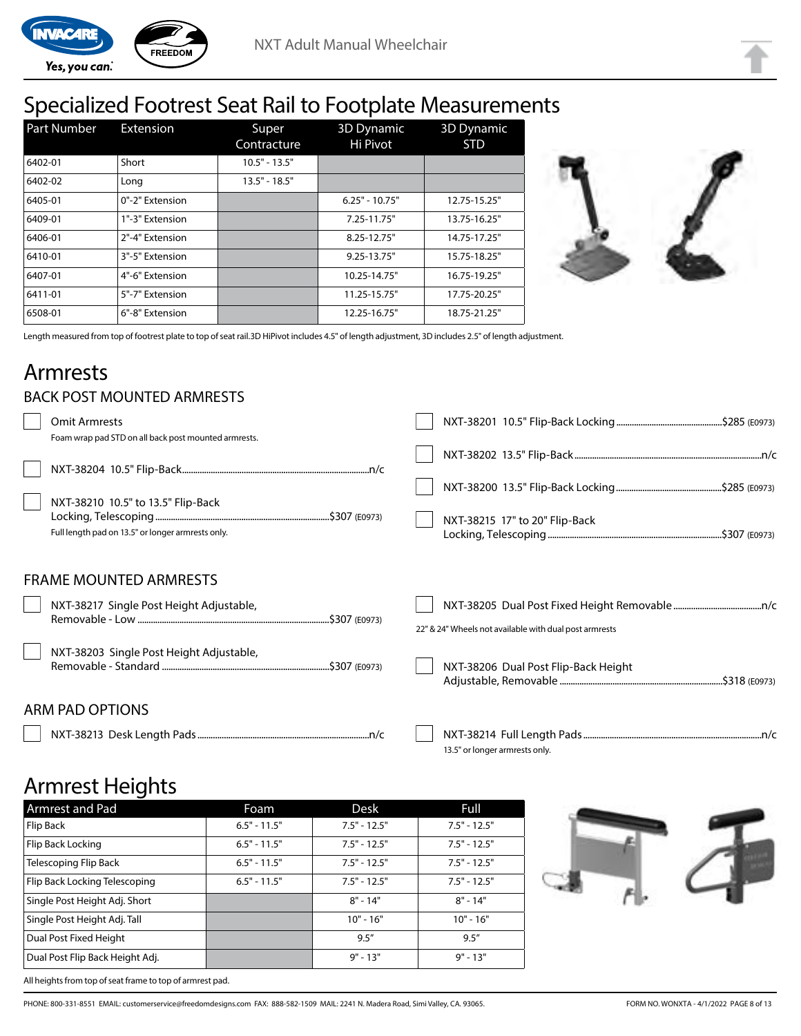# Specialized Footrest Seat Rail to Footplate Measurements

| Part Number | Extension | Super Contracture | 3D Dynamic Hi Pivot | 3D Dynamic STD |
|---|---|---|---|---|
| 6402-01 | Short | 10.5" - 13.5" | | |
| 6402-02 | Long | 13.5" - 18.5" | | |
| 6405-01 | 0"-2" Extension | | 6.25" - 10.75" | 12.75-15.25" |
| 6409-01 | 1"-3" Extension | | 7.25-11.75" | 13.75-16.25" |
| 6406-01 | 2"-4" Extension | | 8.25-12.75" | 14.75-17.25" |
| 6410-01 | 3"-5" Extension | | 9.25-13.75" | 15.75-18.25" |
| 6407-01 | 4"-6" Extension | | 10.25-14.75" | 16.75-19.25" |
| 6411-01 | 5"-7" Extension | | 11.25-15.75" | 17.75-20.25" |
| 6508-01 | 6"-8" Extension | | 12.25-16.75" | 18.75-21.25" |

Length measured from top of footrest plate to top of seat rail.3D HiPivot includes 4.5" of length adjustment, 3D includes 2.5" of length adjustment.

# Armrests

## BACK POST MOUNTED ARMRESTS

- [ ] Omit Armrests
  Foam wrap pad STD on all back post mounted armrests.
- [ ] NXT-38204 10.5" Flip-Back.....n/c
- [ ] NXT-38210 10.5" to 13.5" Flip-Back Locking, Telescoping.....$307 (E0973)
  Full length pad on 13.5" or longer armrests only.
- [ ] NXT-38201 10.5" Flip-Back Locking.....$285 (E0973)
- [ ] NXT-38202 13.5" Flip-Back.....n/c
- [ ] NXT-38200 13.5" Flip-Back Locking.....$285 (E0973)
- [ ] NXT-38215 17" to 20" Flip-Back Locking, Telescoping.....$307 (E0973)

## FRAME MOUNTED ARMRESTS

- [ ] NXT-38217 Single Post Height Adjustable, Removable - Low.....$307 (E0973)
- [ ] NXT-38203 Single Post Height Adjustable, Removable - Standard.....$307 (E0973)
- [ ] NXT-38205 Dual Post Fixed Height Removable.....n/c
  22" & 24" Wheels not available with dual post armrests
- [ ] NXT-38206 Dual Post Flip-Back Height Adjustable, Removable.....$318 (E0973)

## ARM PAD OPTIONS

- [ ] NXT-38213 Desk Length Pads.....n/c
- [ ] NXT-38214 Full Length Pads.....n/c
  13.5" or longer armrests only.

# Armrest Heights

| Armrest and Pad | Foam | Desk | Full |
|---|---|---|---|
| Flip Back | 6.5" - 11.5" | 7.5" - 12.5" | 7.5" - 12.5" |
| Flip Back Locking | 6.5" - 11.5" | 7.5" - 12.5" | 7.5" - 12.5" |
| Telescoping Flip Back | 6.5" - 11.5" | 7.5" - 12.5" | 7.5" - 12.5" |
| Flip Back Locking Telescoping | 6.5" - 11.5" | 7.5" - 12.5" | 7.5" - 12.5" |
| Single Post Height Adj. Short | | 8" - 14" | 8" - 14" |
| Single Post Height Adj. Tall | | 10" - 16" | 10" - 16" |
| Dual Post Fixed Height | | 9.5" | 9.5" |
| Dual Post Flip Back Height Adj. | | 9" - 13" | 9" - 13" |

All heights from top of seat frame to top of armrest pad.

PHONE: 800-331-8551 EMAIL: customerservice@freedomdesigns.com FAX: 888-582-1509 MAIL: 2241 N. Madera Road, Simi Valley, CA. 93065.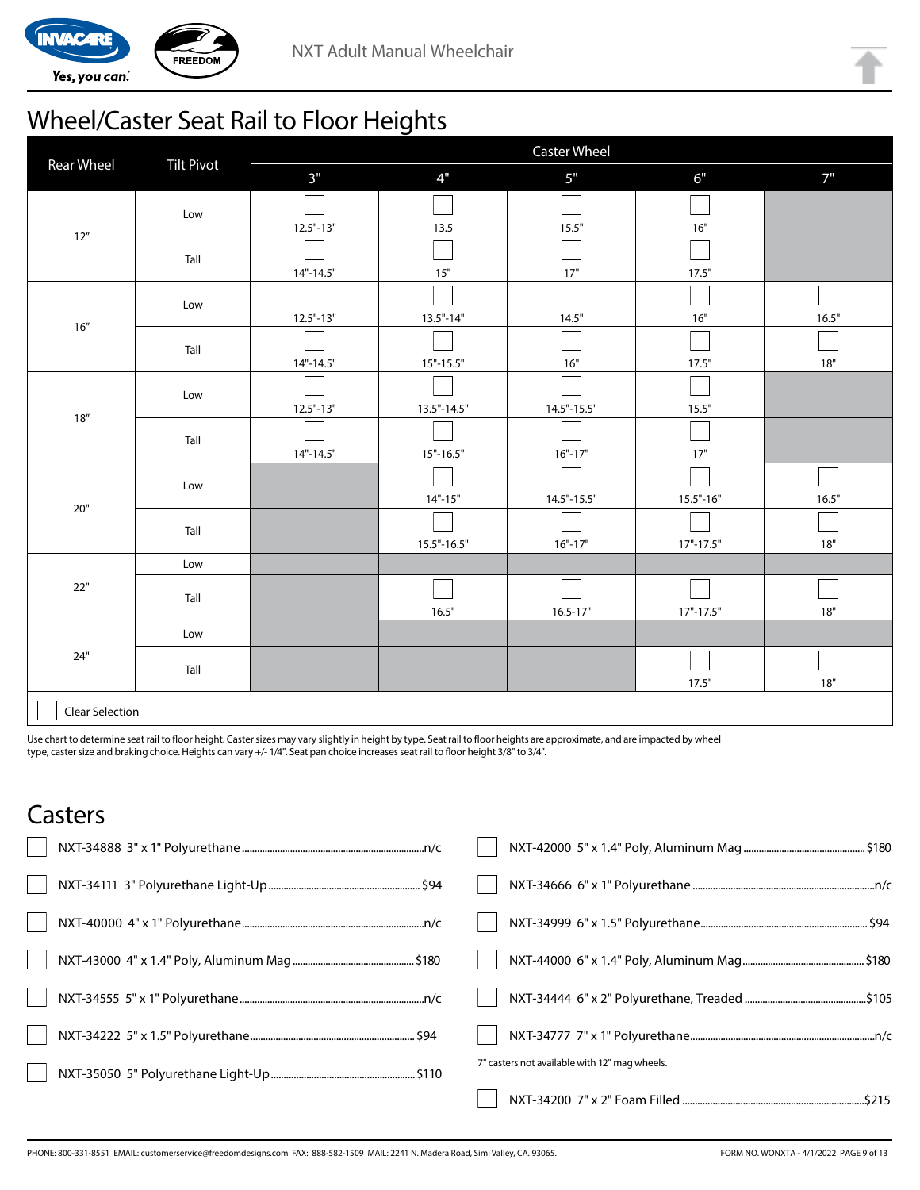# Wheel/Caster Seat Rail to Floor Heights

| Rear Wheel | Tilt Pivot | Caster Wheel | | | | |
|---|---|---|---|---|---|---|
| | | 3" | 4" | 5" | 6" | 7" |
| 12" | Low | ☐ 12.5"-13" | ☐ 13.5 | ☐ 15.5" | ☐ 16" | |
| | Tall | ☐ 14"-14.5" | ☐ 15" | ☐ 17" | ☐ 17.5" | |
| 16" | Low | ☐ 12.5"-13" | ☐ 13.5"-14" | ☐ 14.5" | ☐ 16" | ☐ 16.5" |
| | Tall | ☐ 14"-14.5" | ☐ 15"-15.5" | ☐ 16" | ☐ 17.5" | ☐ 18" |
| 18" | Low | ☐ 12.5"-13" | ☐ 13.5"-14.5" | ☐ 14.5"-15.5" | ☐ 15.5" | |
| | Tall | ☐ 14"-14.5" | ☐ 15"-16.5" | ☐ 16"-17" | ☐ 17" | |
| 20" | Low | | ☐ 14"-15" | ☐ 14.5"-15.5" | ☐ 15.5"-16" | ☐ 16.5" |
| | Tall | | ☐ 15.5"-16.5" | ☐ 16"-17" | ☐ 17"-17.5" | ☐ 18" |
| 22" | Low | | | | | |
| | Tall | | ☐ 16.5" | ☐ 16.5-17" | ☐ 17"-17.5" | ☐ 18" |
| 24" | Low | | | | | |
| | Tall | | | | ☐ 17.5" | ☐ 18" |

☐ Clear Selection

Use chart to determine seat rail to floor height. Caster sizes may vary slightly in height by type. Seat rail to floor heights are approximate, and are impacted by wheel type, caster size and braking choice. Heights can vary +/- 1/4". Seat pan choice increases seat rail to floor height 3/8" to 3/4".

# Casters

- ☐ NXT-34888 3" x 1" Polyurethane ........ n/c
- ☐ NXT-34111 3" Polyurethane Light-Up ........ $94
- ☐ NXT-40000 4" x 1" Polyurethane ........ n/c
- ☐ NXT-43000 4" x 1.4" Poly, Aluminum Mag ........ $180
- ☐ NXT-34555 5" x 1" Polyurethane ........ n/c
- ☐ NXT-34222 5" x 1.5" Polyurethane ........ $94
- ☐ NXT-35050 5" Polyurethane Light-Up ........ $110
- ☐ NXT-42000 5" x 1.4" Poly, Aluminum Mag ........ $180
- ☐ NXT-34666 6" x 1" Polyurethane ........ n/c
- ☐ NXT-34999 6" x 1.5" Polyurethane ........ $94
- ☐ NXT-44000 6" x 1.4" Poly, Aluminum Mag ........ $180
- ☐ NXT-34444 6" x 2" Polyurethane, Treaded ........ $105
- ☐ NXT-34777 7" x 1" Polyurethane ........ n/c

7" casters not available with 12" mag wheels.

- ☐ NXT-34200 7" x 2" Foam Filled ........ $215

PHONE: 800-331-8551 EMAIL: customerservice@freedomdesigns.com FAX: 888-582-1509 MAIL: 2241 N. Madera Road, Simi Valley, CA. 93065.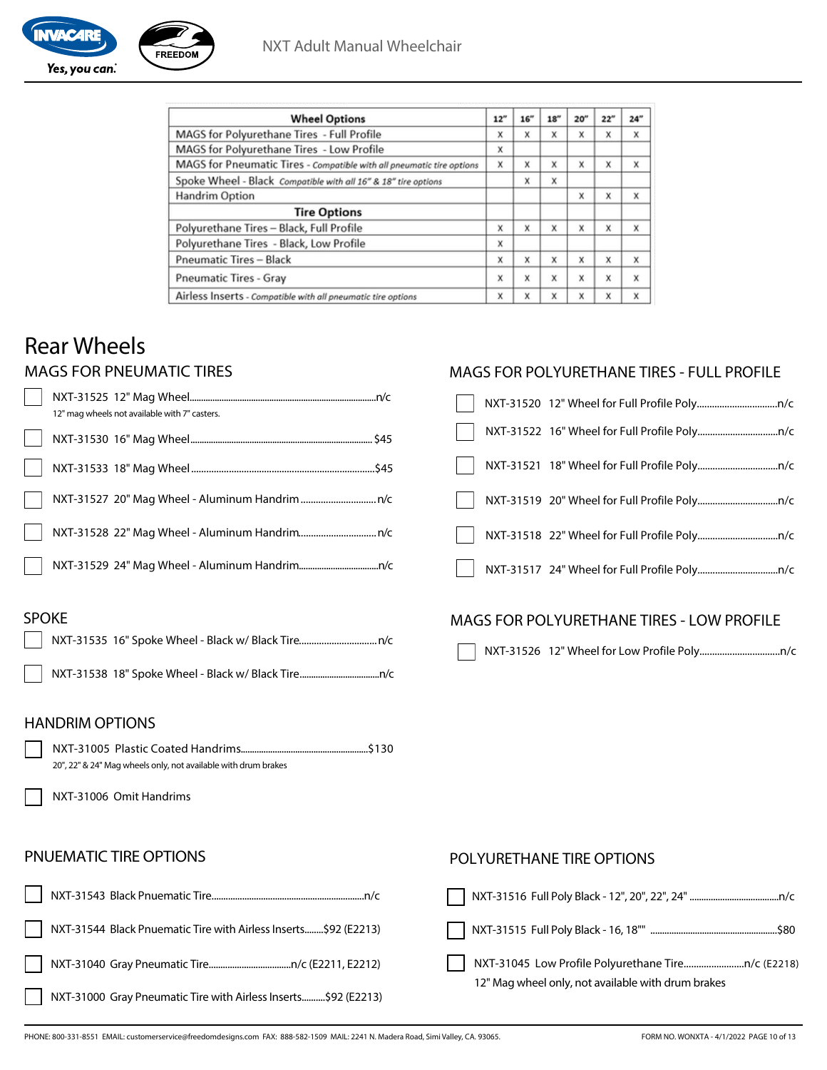| Wheel Options | 12" | 16" | 18" | 20" | 22" | 24" |
|---|---|---|---|---|---|---|
| MAGS for Polyurethane Tires - Full Profile | x | x | x | x | x | x |
| MAGS for Polyurethane Tires - Low Profile | x | | | | | |
| MAGS for Pneumatic Tires - *Compatible with all pneumatic tire options* | x | x | x | x | x | x |
| Spoke Wheel - Black *Compatible with all 16" & 18" tire options* | | x | x | | | |
| Handrim Option | | | | x | x | x |
| **Tire Options** | | | | | | |
| Polyurethane Tires – Black, Full Profile | x | x | x | x | x | x |
| Polyurethane Tires - Black, Low Profile | x | | | | | |
| Pneumatic Tires – Black | x | x | x | x | x | x |
| Pneumatic Tires - Gray | x | x | x | x | x | x |
| Airless Inserts - *Compatible with all pneumatic tire options* | x | x | x | x | x | x |

# Rear Wheels

## MAGS FOR PNEUMATIC TIRES

- ☐ NXT-31525 12" Mag Wheel....n/c
  12" mag wheels not available with 7" casters.
- ☐ NXT-31530 16" Mag Wheel.... $45
- ☐ NXT-31533 18" Mag Wheel....$45
- ☐ NXT-31527 20" Mag Wheel - Aluminum Handrim....n/c
- ☐ NXT-31528 22" Mag Wheel - Aluminum Handrim....n/c
- ☐ NXT-31529 24" Mag Wheel - Aluminum Handrim....n/c

## SPOKE

- ☐ NXT-31535 16" Spoke Wheel - Black w/ Black Tire....n/c
- ☐ NXT-31538 18" Spoke Wheel - Black w/ Black Tire....n/c

## HANDRIM OPTIONS

- ☐ NXT-31005 Plastic Coated Handrims....$130
  20", 22" & 24" Mag wheels only, not available with drum brakes
- ☐ NXT-31006 Omit Handrims

## PNUEMATIC TIRE OPTIONS

- ☐ NXT-31543 Black Pnuematic Tire....n/c
- ☐ NXT-31544 Black Pnuematic Tire with Airless Inserts....$92 (E2213)
- ☐ NXT-31040 Gray Pneumatic Tire....n/c (E2211, E2212)
- ☐ NXT-31000 Gray Pneumatic Tire with Airless Inserts....$92 (E2213)

## MAGS FOR POLYURETHANE TIRES - FULL PROFILE

- ☐ NXT-31520 12" Wheel for Full Profile Poly....n/c
- ☐ NXT-31522 16" Wheel for Full Profile Poly....n/c
- ☐ NXT-31521 18" Wheel for Full Profile Poly....n/c
- ☐ NXT-31519 20" Wheel for Full Profile Poly....n/c
- ☐ NXT-31518 22" Wheel for Full Profile Poly....n/c
- ☐ NXT-31517 24" Wheel for Full Profile Poly....n/c

## MAGS FOR POLYURETHANE TIRES - LOW PROFILE

- ☐ NXT-31526 12" Wheel for Low Profile Poly....n/c

## POLYURETHANE TIRE OPTIONS

- ☐ NXT-31516 Full Poly Black - 12", 20", 22", 24" ....n/c
- ☐ NXT-31515 Full Poly Black - 16, 18"" ....$80
- ☐ NXT-31045 Low Profile Polyurethane Tire....n/c (E2218)
  12" Mag wheel only, not available with drum brakes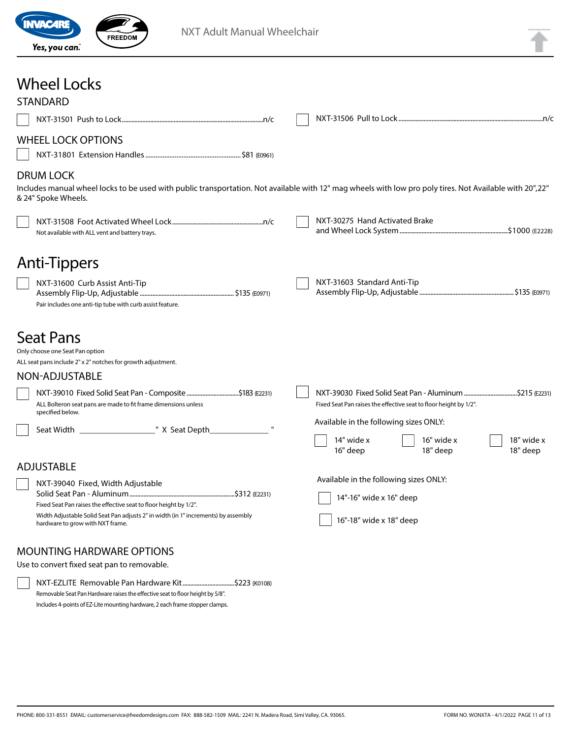# Wheel Locks

## STANDARD

- ☐ NXT-31501 Push to Lock....n/c
- ☐ NXT-31506 Pull to Lock....n/c

## WHEEL LOCK OPTIONS

- ☐ NXT-31801 Extension Handles....$81 (E0961)

## DRUM LOCK

Includes manual wheel locks to be used with public transportation. Not available with 12" mag wheels with low pro poly tires. Not Available with 20",22" & 24" Spoke Wheels.

- ☐ NXT-31508 Foot Activated Wheel Lock....n/c
  Not available with ALL vent and battery trays.
- ☐ NXT-30275 Hand Activated Brake and Wheel Lock System....$1000 (E2228)

# Anti-Tippers

- ☐ NXT-31600 Curb Assist Anti-Tip Assembly Flip-Up, Adjustable....$135 (E0971)
  Pair includes one anti-tip tube with curb assist feature.
- ☐ NXT-31603 Standard Anti-Tip Assembly Flip-Up, Adjustable....$135 (E0971)

# Seat Pans

Only choose one Seat Pan option

ALL seat pans include 2" x 2" notches for growth adjustment.

## NON-ADJUSTABLE

- ☐ NXT-39010 Fixed Solid Seat Pan - Composite....$183 (E2231)
  ALL Bolteron seat pans are made to fit frame dimensions unless specified below.
- ☐ Seat Width ________" X Seat Depth________"

- ☐ NXT-39030 Fixed Solid Seat Pan - Aluminum....$215 (E2231)
  Fixed Seat Pan raises the effective seat to floor height by 1/2".

  Available in the following sizes ONLY:
  - ☐ 14" wide x 16" deep
  - ☐ 16" wide x 18" deep
  - ☐ 18" wide x 18" deep

## ADJUSTABLE

- ☐ NXT-39040 Fixed, Width Adjustable Solid Seat Pan - Aluminum....$312 (E2231)
  Fixed Seat Pan raises the effective seat to floor height by 1/2".
  Width Adjustable Solid Seat Pan adjusts 2" in width (in 1" increments) by assembly hardware to grow with NXT frame.

  Available in the following sizes ONLY:
  - ☐ 14"-16" wide x 16" deep
  - ☐ 16"-18" wide x 18" deep

## MOUNTING HARDWARE OPTIONS

Use to convert fixed seat pan to removable.

- ☐ NXT-EZLITE Removable Pan Hardware Kit....$223 (K0108)
  Removable Seat Pan Hardware raises the effective seat to floor height by 5/8".
  Includes 4-points of EZ-Lite mounting hardware, 2 each frame stopper clamps.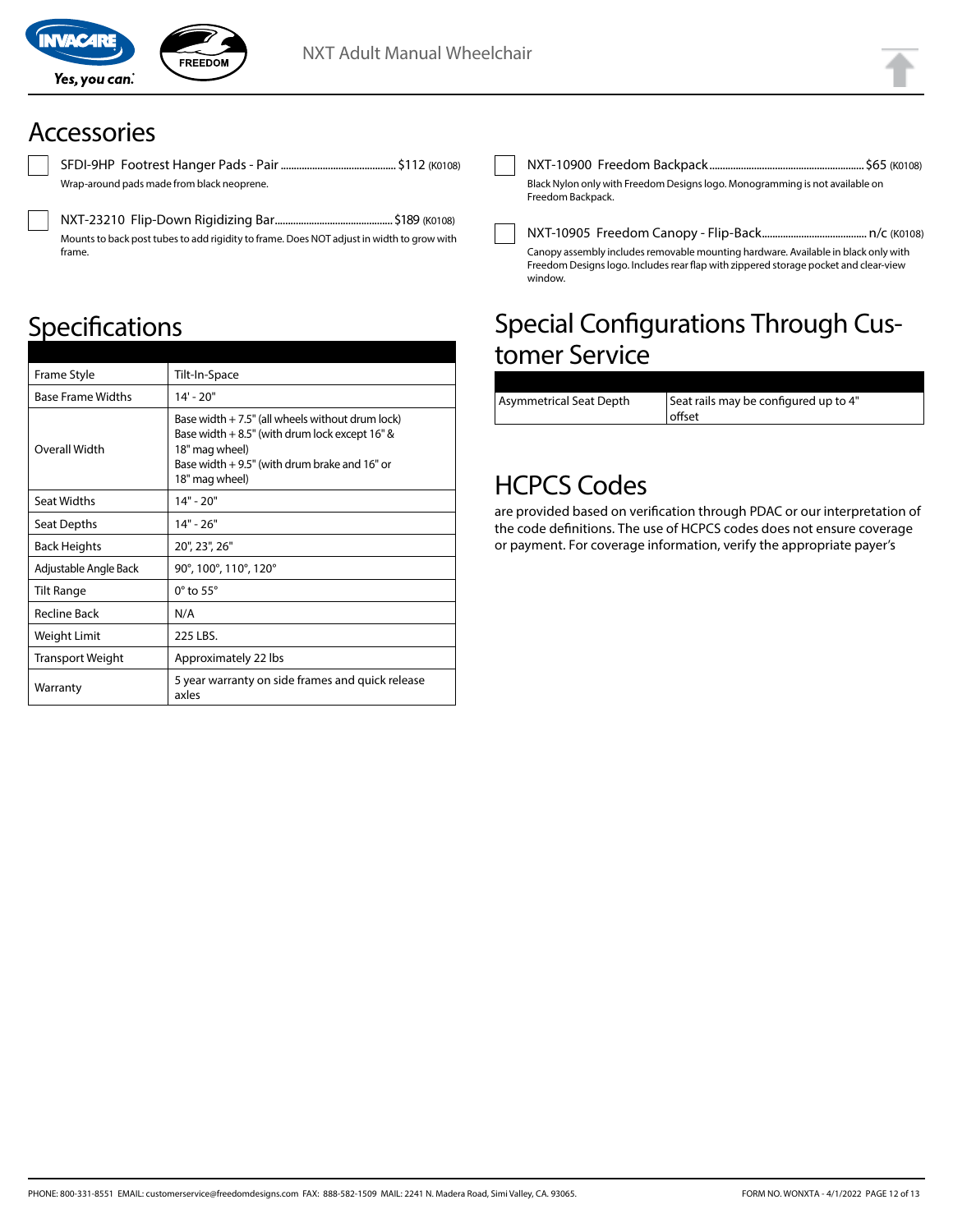## Accessories

- SFDI-9HP Footrest Hanger Pads - Pair ............................................ $112 (K0108)
  Wrap-around pads made from black neoprene.

- NXT-23210 Flip-Down Rigidizing Bar............................................ $189 (K0108)
  Mounts to back post tubes to add rigidity to frame. Does NOT adjust in width to grow with frame.

- NXT-10900 Freedom Backpack............................................................ $65 (K0108)
  Black Nylon only with Freedom Designs logo. Monogramming is not available on Freedom Backpack.

- NXT-10905 Freedom Canopy - Flip-Back........................................ n/c (K0108)
  Canopy assembly includes removable mounting hardware. Available in black only with Freedom Designs logo. Includes rear flap with zippered storage pocket and clear-view window.

## Specifications

| | |
|---|---|
| Frame Style | Tilt-In-Space |
| Base Frame Widths | 14' - 20" |
| Overall Width | Base width + 7.5" (all wheels without drum lock)<br>Base width + 8.5" (with drum lock except 16" & 18" mag wheel)<br>Base width + 9.5" (with drum brake and 16" or 18" mag wheel) |
| Seat Widths | 14" - 20" |
| Seat Depths | 14" - 26" |
| Back Heights | 20", 23", 26" |
| Adjustable Angle Back | 90°, 100°, 110°, 120° |
| Tilt Range | 0° to 55° |
| Recline Back | N/A |
| Weight Limit | 225 LBS. |
| Transport Weight | Approximately 22 lbs |
| Warranty | 5 year warranty on side frames and quick release axles |

## Special Configurations Through Customer Service

| | |
|---|---|
| Asymmetrical Seat Depth | Seat rails may be configured up to 4" offset |

## HCPCS Codes

are provided based on verification through PDAC or our interpretation of the code definitions. The use of HCPCS codes does not ensure coverage or payment. For coverage information, verify the appropriate payer's

PHONE: 800-331-8551 EMAIL: customerservice@freedomdesigns.com FAX: 888-582-1509 MAIL: 2241 N. Madera Road, Simi Valley, CA. 93065.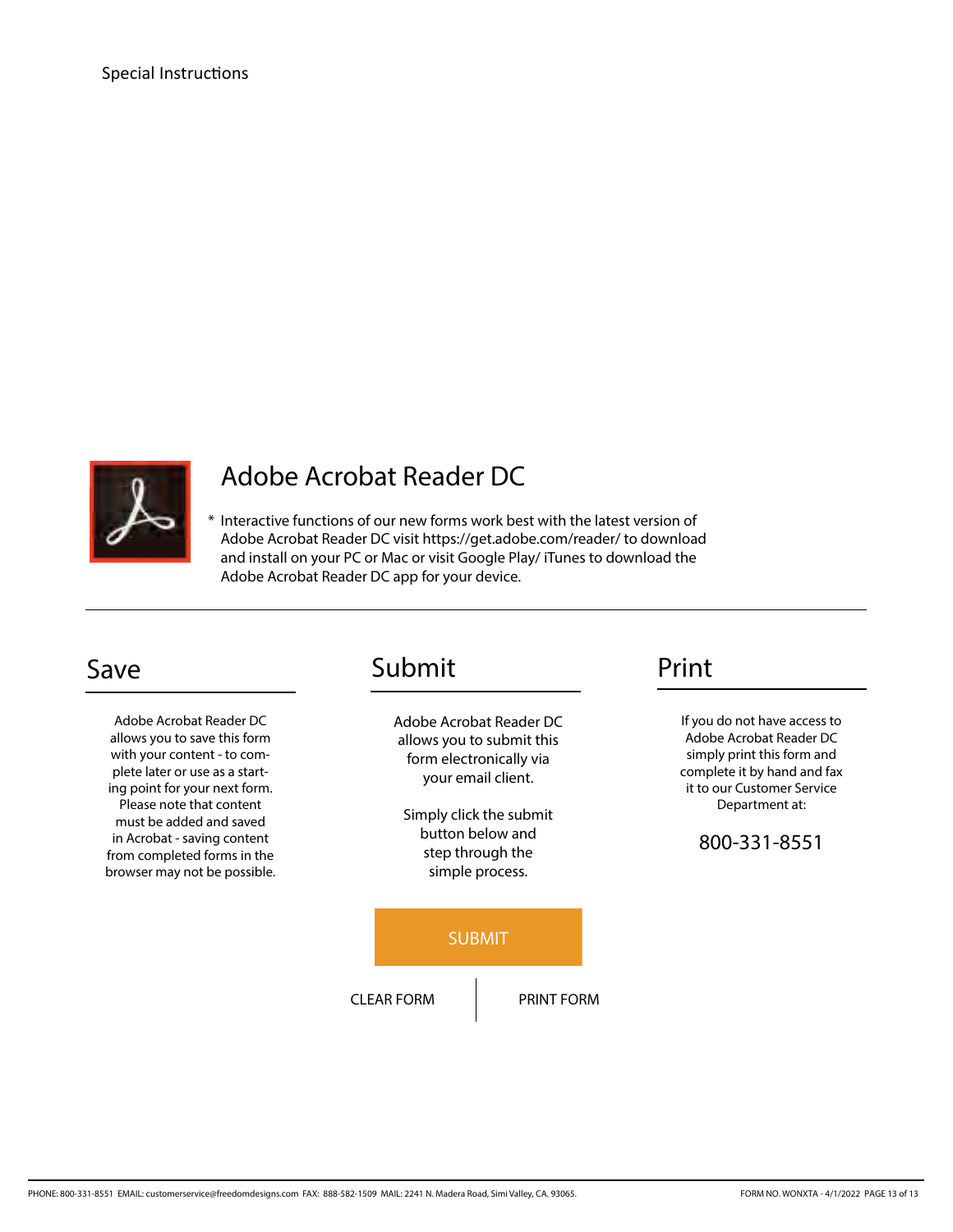Special Instructions

## Adobe Acrobat Reader DC

* Interactive functions of our new forms work best with the latest version of Adobe Acrobat Reader DC visit https://get.adobe.com/reader/ to download and install on your PC or Mac or visit Google Play/ iTunes to download the Adobe Acrobat Reader DC app for your device.

## Save

Adobe Acrobat Reader DC allows you to save this form with your content - to complete later or use as a starting point for your next form. Please note that content must be added and saved in Acrobat - saving content from completed forms in the browser may not be possible.

## Submit

Adobe Acrobat Reader DC allows you to submit this form electronically via your email client.

Simply click the submit button below and step through the simple process.

SUBMIT

CLEAR FORM | PRINT FORM

## Print

If you do not have access to Adobe Acrobat Reader DC simply print this form and complete it by hand and fax it to our Customer Service Department at:

800-331-8551

PHONE: 800-331-8551 EMAIL: customerservice@freedomdesigns.com FAX: 888-582-1509 MAIL: 2241 N. Madera Road, Simi Valley, CA. 93065.

FORM NO. WONXTA - 4/1/2022